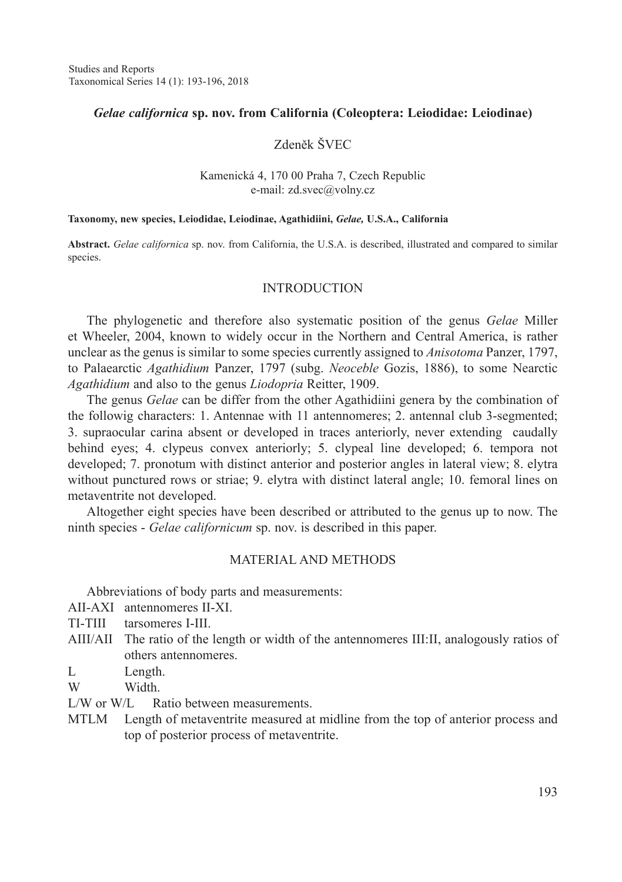Studies and Reports
Taxonomical Series 14 (1): 193-196, 2018

# *Gelae californica* sp. nov. from California (Coleoptera: Leiodidae: Leiodinae)

Zdeněk ŠVEC

Kamenická 4, 170 00 Praha 7, Czech Republic
e-mail: zd.svec@volny.cz

**Taxonomy, new species, Leiodidae, Leiodinae, Agathidiini, *Gelae,* U.S.A., California**

**Abstract.** *Gelae californica* sp. nov. from California, the U.S.A. is described, illustrated and compared to similar species.

## INTRODUCTION

The phylogenetic and therefore also systematic position of the genus *Gelae* Miller et Wheeler, 2004, known to widely occur in the Northern and Central America, is rather unclear as the genus is similar to some species currently assigned to *Anisotoma* Panzer, 1797, to Palaearctic *Agathidium* Panzer, 1797 (subg. *Neoceble* Gozis, 1886), to some Nearctic *Agathidium* and also to the genus *Liodopria* Reitter, 1909.

The genus *Gelae* can be differ from the other Agathidiini genera by the combination of the followig characters: 1. Antennae with 11 antennomeres; 2. antennal club 3-segmented; 3. supraocular carina absent or developed in traces anteriorly, never extending caudally behind eyes; 4. clypeus convex anteriorly; 5. clypeal line developed; 6. tempora not developed; 7. pronotum with distinct anterior and posterior angles in lateral view; 8. elytra without punctured rows or striae; 9. elytra with distinct lateral angle; 10. femoral lines on metaventrite not developed.

Altogether eight species have been described or attributed to the genus up to now. The ninth species - *Gelae californicum* sp. nov. is described in this paper.

## MATERIAL AND METHODS

Abbreviations of body parts and measurements:

AII-AXI antennomeres II-XI.
TI-TIII tarsomeres I-III.
AIII/AII The ratio of the length or width of the antennomeres III:II, analogously ratios of others antennomeres.
L Length.
W Width.
L/W or W/L Ratio between measurements.
MTLM Length of metaventrite measured at midline from the top of anterior process and top of posterior process of metaventrite.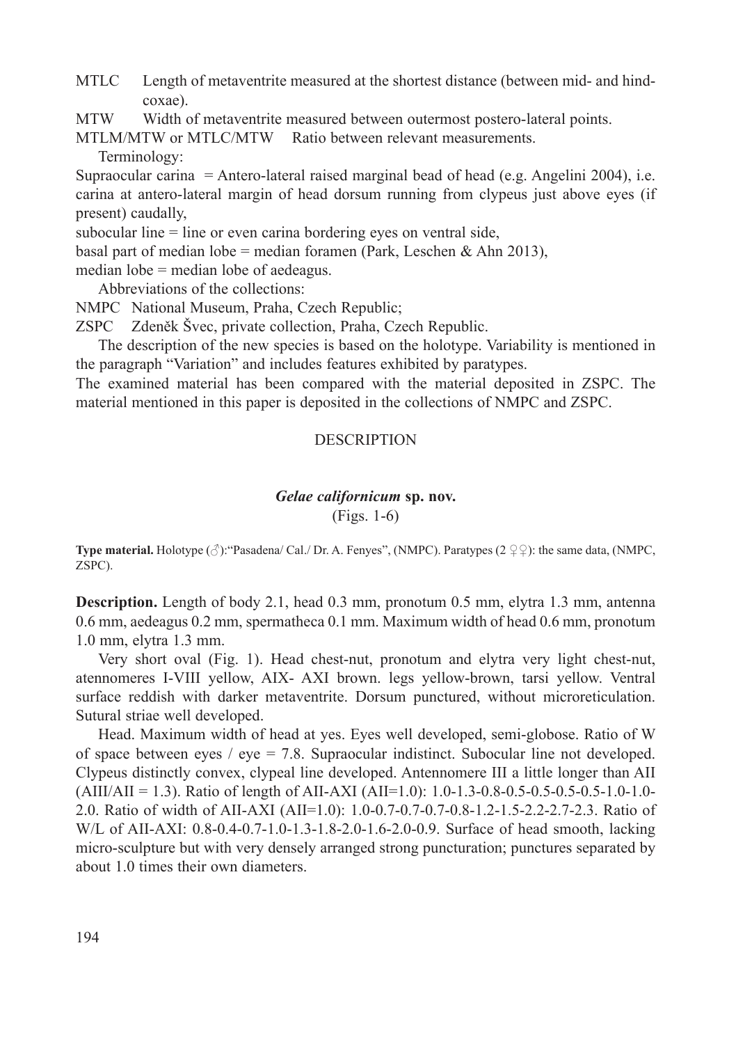MTLC Length of metaventrite measured at the shortest distance (between mid- and hind-coxae).

MTW Width of metaventrite measured between outermost postero-lateral points.

MTLM/MTW or MTLC/MTW Ratio between relevant measurements.

Terminology:

Supraocular carina = Antero-lateral raised marginal bead of head (e.g. Angelini 2004), i.e. carina at antero-lateral margin of head dorsum running from clypeus just above eyes (if present) caudally,

subocular line = line or even carina bordering eyes on ventral side,

basal part of median lobe = median foramen (Park, Leschen & Ahn 2013),

median lobe = median lobe of aedeagus.

Abbreviations of the collections:

NMPC National Museum, Praha, Czech Republic;

ZSPC Zdeněk Švec, private collection, Praha, Czech Republic.

The description of the new species is based on the holotype. Variability is mentioned in the paragraph "Variation" and includes features exhibited by paratypes.

The examined material has been compared with the material deposited in ZSPC. The material mentioned in this paper is deposited in the collections of NMPC and ZSPC.

## DESCRIPTION

### *Gelae californicum* sp. nov.

(Figs. 1-6)

**Type material.** Holotype (♂):"Pasadena/ Cal./ Dr. A. Fenyes", (NMPC). Paratypes (2 ♀♀): the same data, (NMPC, ZSPC).

**Description.** Length of body 2.1, head 0.3 mm, pronotum 0.5 mm, elytra 1.3 mm, antenna 0.6 mm, aedeagus 0.2 mm, spermatheca 0.1 mm. Maximum width of head 0.6 mm, pronotum 1.0 mm, elytra 1.3 mm.

Very short oval (Fig. 1). Head chest-nut, pronotum and elytra very light chest-nut, atennomeres I-VIII yellow, AIX- AXI brown. legs yellow-brown, tarsi yellow. Ventral surface reddish with darker metaventrite. Dorsum punctured, without microreticulation. Sutural striae well developed.

Head. Maximum width of head at yes. Eyes well developed, semi-globose. Ratio of W of space between eyes / eye = 7.8. Supraocular indistinct. Subocular line not developed. Clypeus distinctly convex, clypeal line developed. Antennomere III a little longer than AII (AIII/AII = 1.3). Ratio of length of AII-AXI (AII=1.0): 1.0-1.3-0.8-0.5-0.5-0.5-0.5-1.0-1.0-2.0. Ratio of width of AII-AXI (AII=1.0): 1.0-0.7-0.7-0.7-0.8-1.2-1.5-2.2-2.7-2.3. Ratio of W/L of AII-AXI: 0.8-0.4-0.7-1.0-1.3-1.8-2.0-1.6-2.0-0.9. Surface of head smooth, lacking micro-sculpture but with very densely arranged strong puncturation; punctures separated by about 1.0 times their own diameters.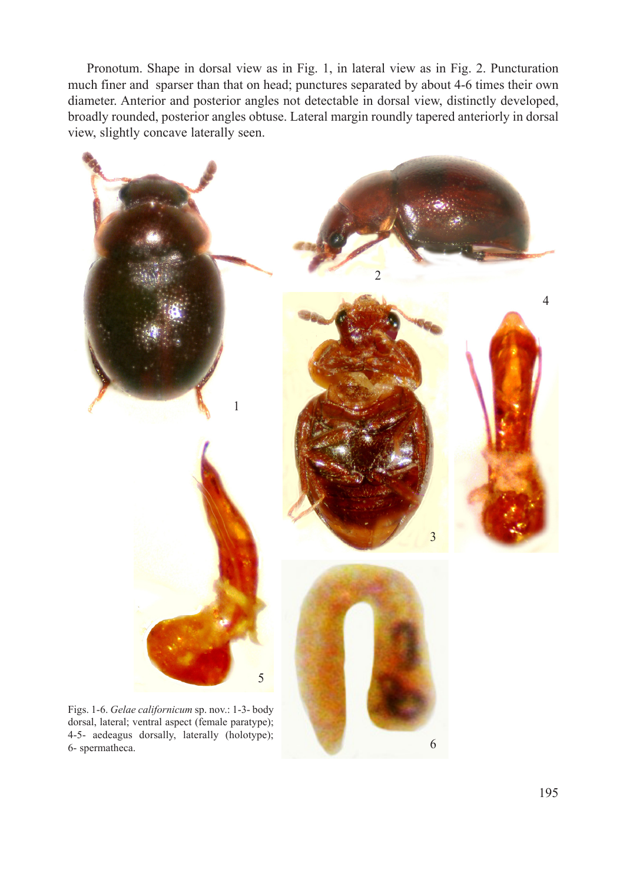Pronotum. Shape in dorsal view as in Fig. 1, in lateral view as in Fig. 2. Puncturation much finer and sparser than that on head; punctures separated by about 4-6 times their own diameter. Anterior and posterior angles not detectable in dorsal view, distinctly developed, broadly rounded, posterior angles obtuse. Lateral margin roundly tapered anteriorly in dorsal view, slightly concave laterally seen.

Figs. 1-6. *Gelae californicum* sp. nov.: 1-3- body dorsal, lateral; ventral aspect (female paratype); 4-5- aedeagus dorsally, laterally (holotype); 6- spermatheca.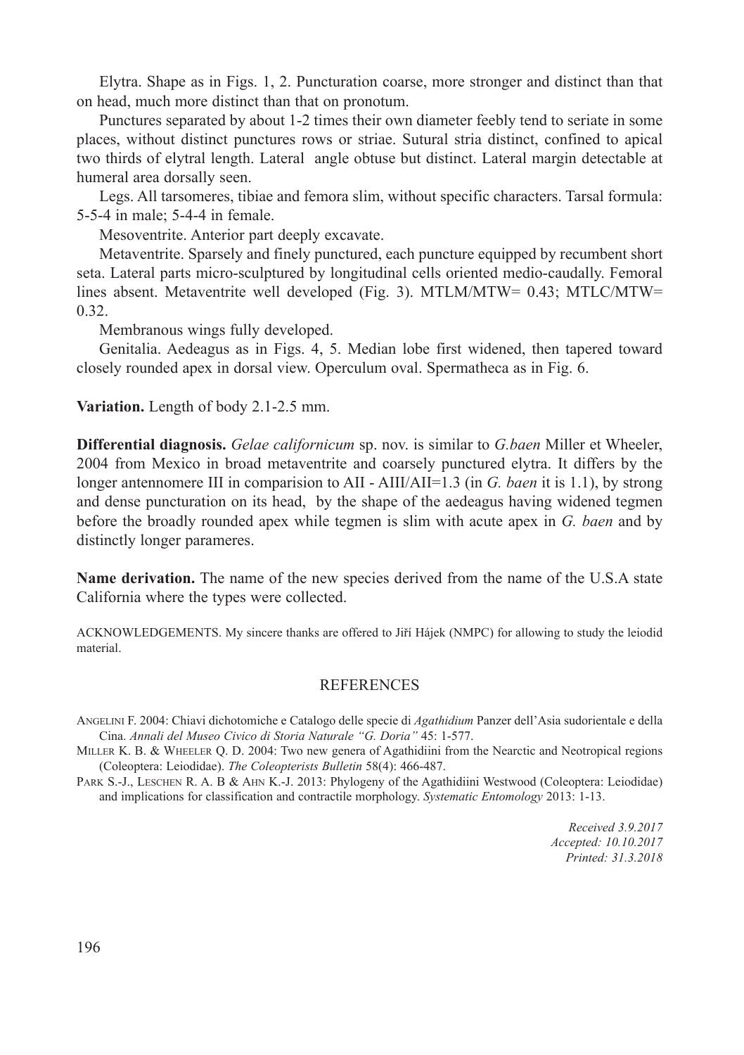Elytra. Shape as in Figs. 1, 2. Puncturation coarse, more stronger and distinct than that on head, much more distinct than that on pronotum.

Punctures separated by about 1-2 times their own diameter feebly tend to seriate in some places, without distinct punctures rows or striae. Sutural stria distinct, confined to apical two thirds of elytral length. Lateral angle obtuse but distinct. Lateral margin detectable at humeral area dorsally seen.

Legs. All tarsomeres, tibiae and femora slim, without specific characters. Tarsal formula: 5-5-4 in male; 5-4-4 in female.

Mesoventrite. Anterior part deeply excavate.

Metaventrite. Sparsely and finely punctured, each puncture equipped by recumbent short seta. Lateral parts micro-sculptured by longitudinal cells oriented medio-caudally. Femoral lines absent. Metaventrite well developed (Fig. 3). MTLM/MTW= 0.43; MTLC/MTW= 0.32.

Membranous wings fully developed.

Genitalia. Aedeagus as in Figs. 4, 5. Median lobe first widened, then tapered toward closely rounded apex in dorsal view. Operculum oval. Spermatheca as in Fig. 6.

**Variation.** Length of body 2.1-2.5 mm.

**Differential diagnosis.** *Gelae californicum* sp. nov. is similar to *G.baen* Miller et Wheeler, 2004 from Mexico in broad metaventrite and coarsely punctured elytra. It differs by the longer antennomere III in comparision to AII - AIII/AII=1.3 (in *G. baen* it is 1.1), by strong and dense puncturation on its head, by the shape of the aedeagus having widened tegmen before the broadly rounded apex while tegmen is slim with acute apex in *G. baen* and by distinctly longer parameres.

**Name derivation.** The name of the new species derived from the name of the U.S.A state California where the types were collected.

ACKNOWLEDGEMENTS. My sincere thanks are offered to Jiří Hájek (NMPC) for allowing to study the leiodid material.

## REFERENCES

Angelini F. 2004: Chiavi dichotomiche e Catalogo delle specie di *Agathidium* Panzer dell'Asia sudorientale e della Cina. *Annali del Museo Civico di Storia Naturale "G. Doria"* 45: 1-577.

Miller K. B. & Wheeler Q. D. 2004: Two new genera of Agathidiini from the Nearctic and Neotropical regions (Coleoptera: Leiodidae). *The Coleopterists Bulletin* 58(4): 466-487.

Park S.-J., Leschen R. A. B & Ahn K.-J. 2013: Phylogeny of the Agathidiini Westwood (Coleoptera: Leiodidae) and implications for classification and contractile morphology. *Systematic Entomology* 2013: 1-13.

*Received 3.9.2017*
*Accepted: 10.10.2017*
*Printed: 31.3.2018*